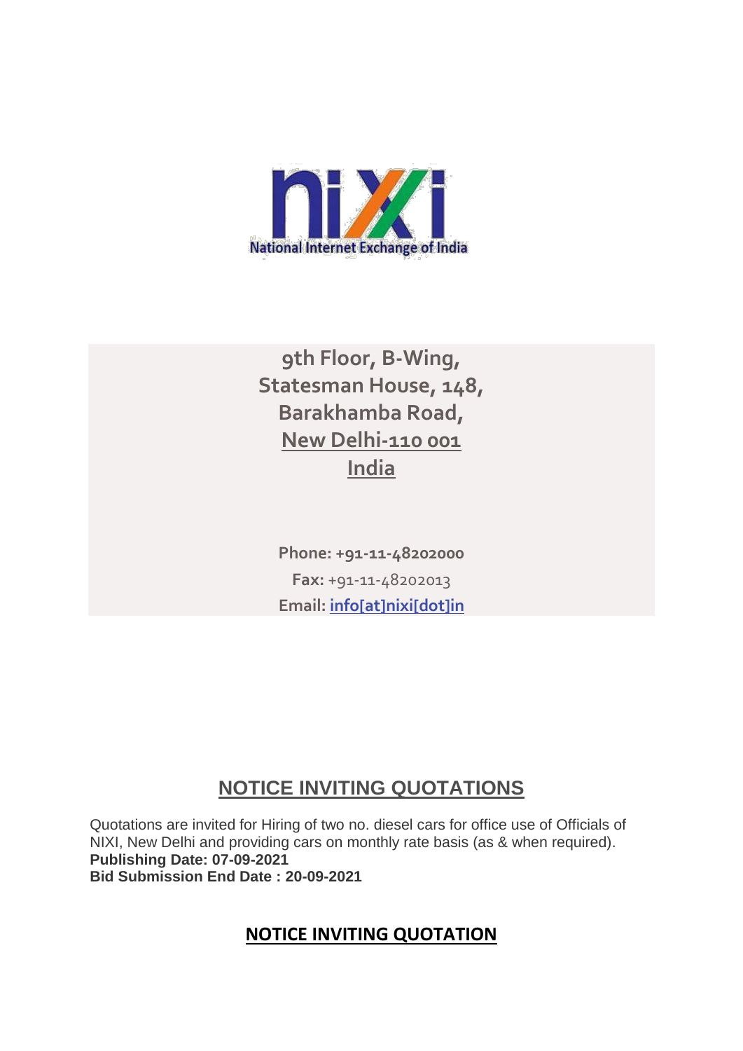National Internet Exchange of India

9th Floor, B-Wing,
Statesman House, 148,
Barakhamba Road,
New Delhi-110 001
India

Phone: +91-11-48202000
Fax: +91-11-48202013
Email: info[at]nixi[dot]in

# NOTICE INVITING QUOTATIONS

Quotations are invited for Hiring of two no. diesel cars for office use of Officials of NIXI, New Delhi and providing cars on monthly rate basis (as & when required).
**Publishing Date: 07-09-2021**
**Bid Submission End Date : 20-09-2021**

## NOTICE INVITING QUOTATION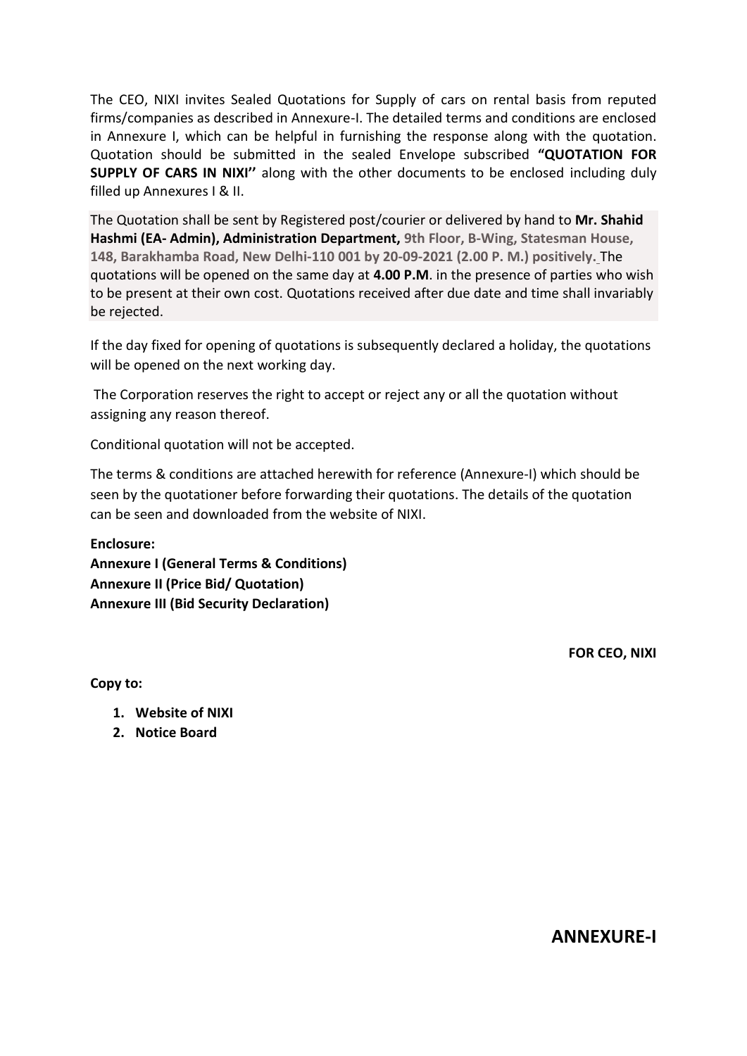The CEO, NIXI invites Sealed Quotations for Supply of cars on rental basis from reputed firms/companies as described in Annexure-I. The detailed terms and conditions are enclosed in Annexure I, which can be helpful in furnishing the response along with the quotation. Quotation should be submitted in the sealed Envelope subscribed **"QUOTATION FOR SUPPLY OF CARS IN NIXI''** along with the other documents to be enclosed including duly filled up Annexures I & II.

The Quotation shall be sent by Registered post/courier or delivered by hand to **Mr. Shahid Hashmi (EA- Admin), Administration Department, 9th Floor, B-Wing, Statesman House, 148, Barakhamba Road, New Delhi-110 001 by 20-09-2021 (2.00 P. M.) positively.** The quotations will be opened on the same day at **4.00 P.M**. in the presence of parties who wish to be present at their own cost. Quotations received after due date and time shall invariably be rejected.

If the day fixed for opening of quotations is subsequently declared a holiday, the quotations will be opened on the next working day.

The Corporation reserves the right to accept or reject any or all the quotation without assigning any reason thereof.

Conditional quotation will not be accepted.

The terms & conditions are attached herewith for reference (Annexure-I) which should be seen by the quotationer before forwarding their quotations. The details of the quotation can be seen and downloaded from the website of NIXI.

**Enclosure:**
**Annexure I (General Terms & Conditions)**
**Annexure II (Price Bid/ Quotation)**
**Annexure III (Bid Security Declaration)**

**FOR CEO, NIXI**

**Copy to:**

1. **Website of NIXI**
2. **Notice Board**

## ANNEXURE-I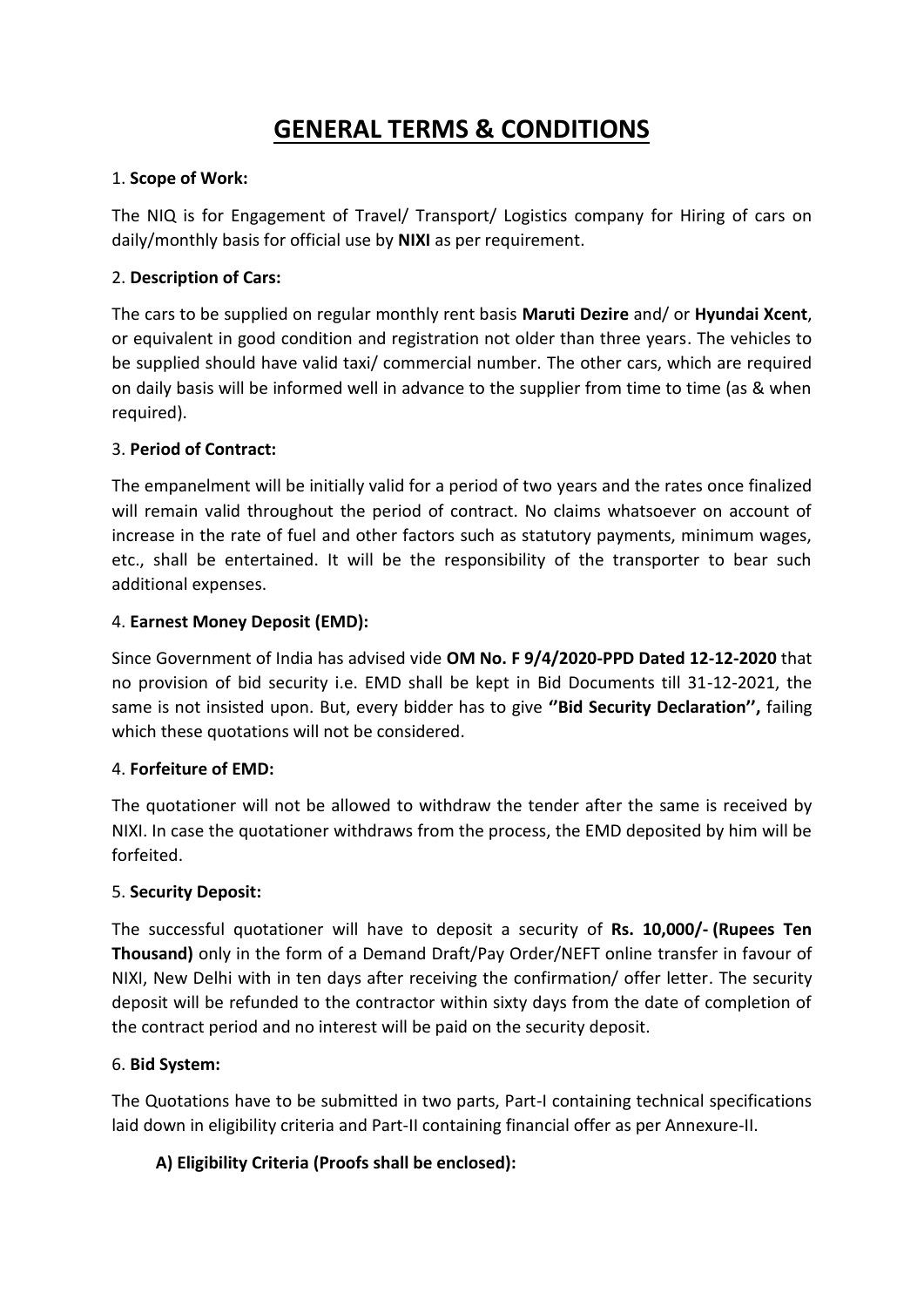# GENERAL TERMS & CONDITIONS

1. **Scope of Work:**

The NIQ is for Engagement of Travel/ Transport/ Logistics company for Hiring of cars on daily/monthly basis for official use by **NIXI** as per requirement.

2. **Description of Cars:**

The cars to be supplied on regular monthly rent basis **Maruti Dezire** and/ or **Hyundai Xcent**, or equivalent in good condition and registration not older than three years. The vehicles to be supplied should have valid taxi/ commercial number. The other cars, which are required on daily basis will be informed well in advance to the supplier from time to time (as & when required).

3. **Period of Contract:**

The empanelment will be initially valid for a period of two years and the rates once finalized will remain valid throughout the period of contract. No claims whatsoever on account of increase in the rate of fuel and other factors such as statutory payments, minimum wages, etc., shall be entertained. It will be the responsibility of the transporter to bear such additional expenses.

4. **Earnest Money Deposit (EMD):**

Since Government of India has advised vide **OM No. F 9/4/2020-PPD Dated 12-12-2020** that no provision of bid security i.e. EMD shall be kept in Bid Documents till 31-12-2021, the same is not insisted upon. But, every bidder has to give **''Bid Security Declaration'',** failing which these quotations will not be considered.

4. **Forfeiture of EMD:**

The quotationer will not be allowed to withdraw the tender after the same is received by NIXI. In case the quotationer withdraws from the process, the EMD deposited by him will be forfeited.

5. **Security Deposit:**

The successful quotationer will have to deposit a security of **Rs. 10,000/- (Rupees Ten Thousand)** only in the form of a Demand Draft/Pay Order/NEFT online transfer in favour of NIXI, New Delhi with in ten days after receiving the confirmation/ offer letter. The security deposit will be refunded to the contractor within sixty days from the date of completion of the contract period and no interest will be paid on the security deposit.

6. **Bid System:**

The Quotations have to be submitted in two parts, Part-I containing technical specifications laid down in eligibility criteria and Part-II containing financial offer as per Annexure-II.

**A) Eligibility Criteria (Proofs shall be enclosed):**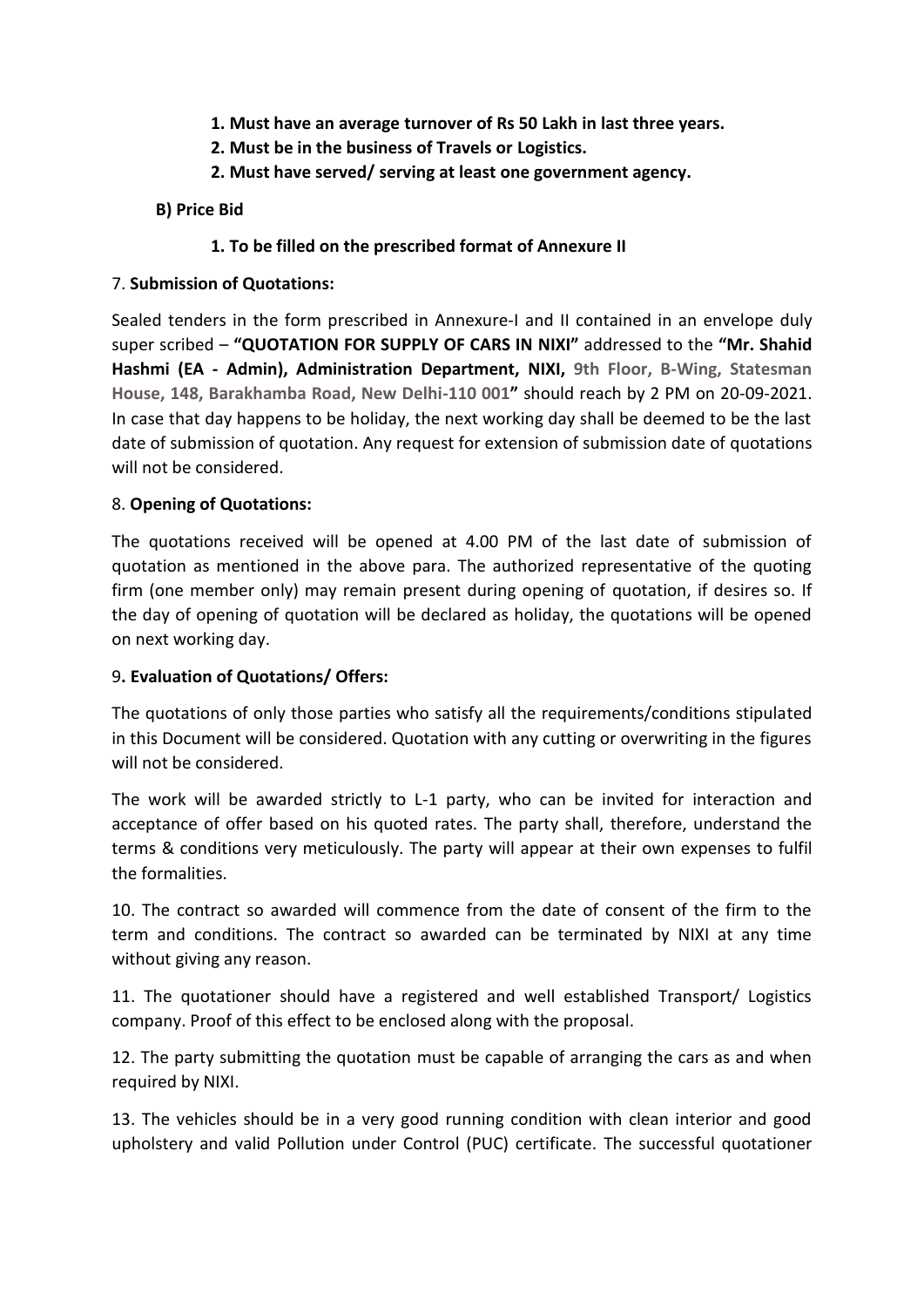**1. Must have an average turnover of Rs 50 Lakh in last three years.**

**2. Must be in the business of Travels or Logistics.**

**2. Must have served/ serving at least one government agency.**

**B) Price Bid**

**1. To be filled on the prescribed format of Annexure II**

7. **Submission of Quotations:**

Sealed tenders in the form prescribed in Annexure-I and II contained in an envelope duly super scribed – **"QUOTATION FOR SUPPLY OF CARS IN NIXI"** addressed to the **"Mr. Shahid Hashmi (EA - Admin), Administration Department, NIXI, 9th Floor, B-Wing, Statesman House, 148, Barakhamba Road, New Delhi-110 001"** should reach by 2 PM on 20-09-2021. In case that day happens to be holiday, the next working day shall be deemed to be the last date of submission of quotation. Any request for extension of submission date of quotations will not be considered.

8. **Opening of Quotations:**

The quotations received will be opened at 4.00 PM of the last date of submission of quotation as mentioned in the above para. The authorized representative of the quoting firm (one member only) may remain present during opening of quotation, if desires so. If the day of opening of quotation will be declared as holiday, the quotations will be opened on next working day.

9**. Evaluation of Quotations/ Offers:**

The quotations of only those parties who satisfy all the requirements/conditions stipulated in this Document will be considered. Quotation with any cutting or overwriting in the figures will not be considered.

The work will be awarded strictly to L-1 party, who can be invited for interaction and acceptance of offer based on his quoted rates. The party shall, therefore, understand the terms & conditions very meticulously. The party will appear at their own expenses to fulfil the formalities.

10. The contract so awarded will commence from the date of consent of the firm to the term and conditions. The contract so awarded can be terminated by NIXI at any time without giving any reason.

11. The quotationer should have a registered and well established Transport/ Logistics company. Proof of this effect to be enclosed along with the proposal.

12. The party submitting the quotation must be capable of arranging the cars as and when required by NIXI.

13. The vehicles should be in a very good running condition with clean interior and good upholstery and valid Pollution under Control (PUC) certificate. The successful quotationer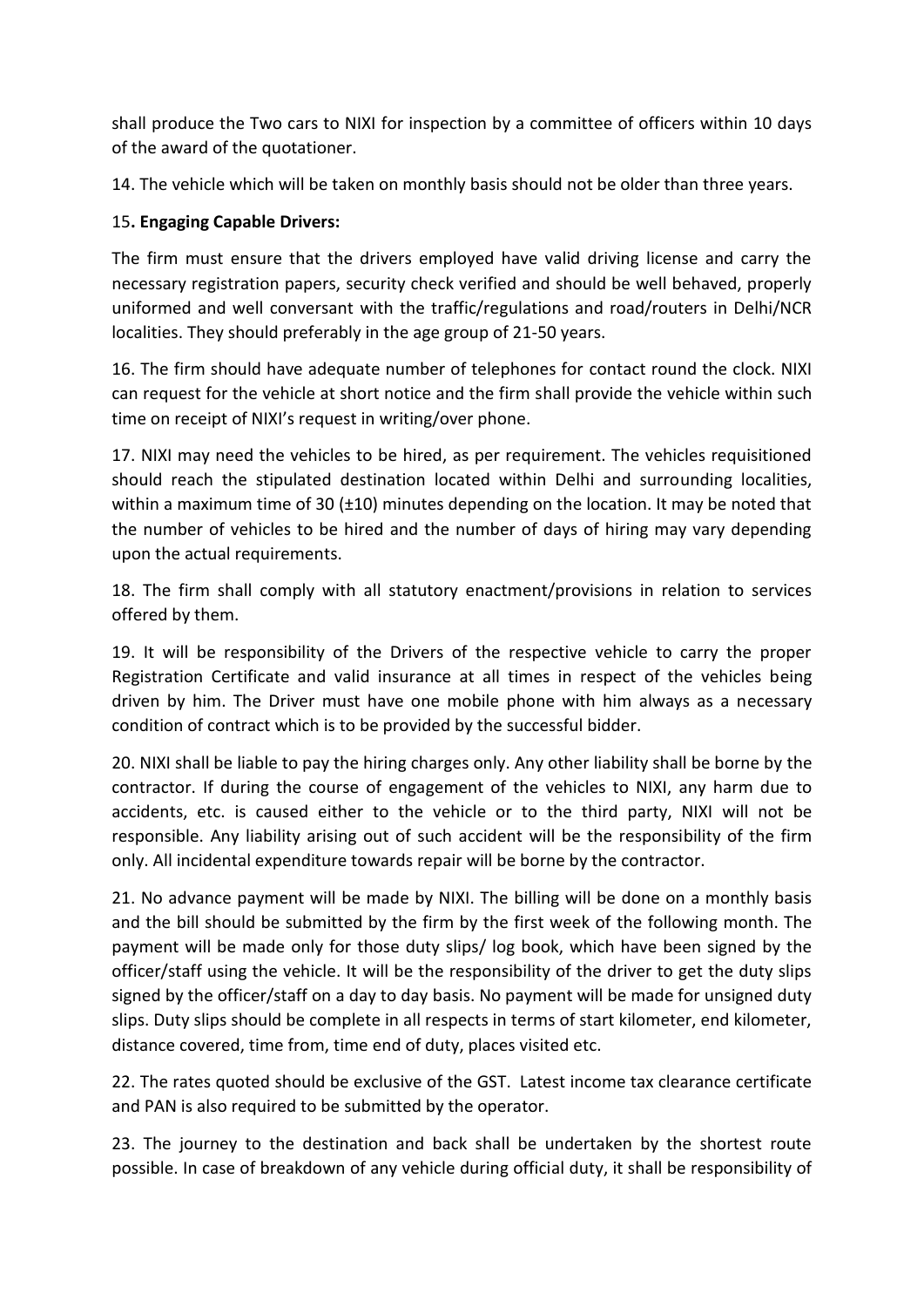shall produce the Two cars to NIXI for inspection by a committee of officers within 10 days of the award of the quotationer.

14. The vehicle which will be taken on monthly basis should not be older than three years.

15**. Engaging Capable Drivers:**

The firm must ensure that the drivers employed have valid driving license and carry the necessary registration papers, security check verified and should be well behaved, properly uniformed and well conversant with the traffic/regulations and road/routers in Delhi/NCR localities. They should preferably in the age group of 21-50 years.

16. The firm should have adequate number of telephones for contact round the clock. NIXI can request for the vehicle at short notice and the firm shall provide the vehicle within such time on receipt of NIXI's request in writing/over phone.

17. NIXI may need the vehicles to be hired, as per requirement. The vehicles requisitioned should reach the stipulated destination located within Delhi and surrounding localities, within a maximum time of 30 (±10) minutes depending on the location. It may be noted that the number of vehicles to be hired and the number of days of hiring may vary depending upon the actual requirements.

18. The firm shall comply with all statutory enactment/provisions in relation to services offered by them.

19. It will be responsibility of the Drivers of the respective vehicle to carry the proper Registration Certificate and valid insurance at all times in respect of the vehicles being driven by him. The Driver must have one mobile phone with him always as a necessary condition of contract which is to be provided by the successful bidder.

20. NIXI shall be liable to pay the hiring charges only. Any other liability shall be borne by the contractor. If during the course of engagement of the vehicles to NIXI, any harm due to accidents, etc. is caused either to the vehicle or to the third party, NIXI will not be responsible. Any liability arising out of such accident will be the responsibility of the firm only. All incidental expenditure towards repair will be borne by the contractor.

21. No advance payment will be made by NIXI. The billing will be done on a monthly basis and the bill should be submitted by the firm by the first week of the following month. The payment will be made only for those duty slips/ log book, which have been signed by the officer/staff using the vehicle. It will be the responsibility of the driver to get the duty slips signed by the officer/staff on a day to day basis. No payment will be made for unsigned duty slips. Duty slips should be complete in all respects in terms of start kilometer, end kilometer, distance covered, time from, time end of duty, places visited etc.

22. The rates quoted should be exclusive of the GST. Latest income tax clearance certificate and PAN is also required to be submitted by the operator.

23. The journey to the destination and back shall be undertaken by the shortest route possible. In case of breakdown of any vehicle during official duty, it shall be responsibility of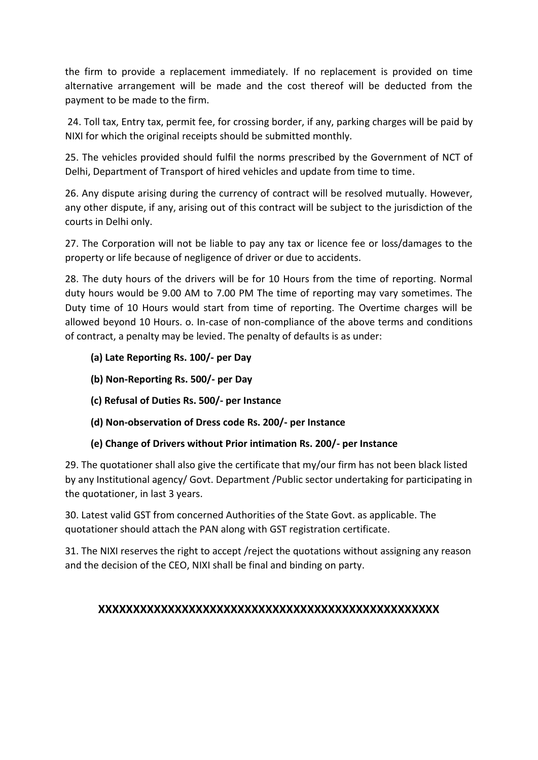the firm to provide a replacement immediately. If no replacement is provided on time alternative arrangement will be made and the cost thereof will be deducted from the payment to be made to the firm.

24. Toll tax, Entry tax, permit fee, for crossing border, if any, parking charges will be paid by NIXI for which the original receipts should be submitted monthly.

25. The vehicles provided should fulfil the norms prescribed by the Government of NCT of Delhi, Department of Transport of hired vehicles and update from time to time.

26. Any dispute arising during the currency of contract will be resolved mutually. However, any other dispute, if any, arising out of this contract will be subject to the jurisdiction of the courts in Delhi only.

27. The Corporation will not be liable to pay any tax or licence fee or loss/damages to the property or life because of negligence of driver or due to accidents.

28. The duty hours of the drivers will be for 10 Hours from the time of reporting. Normal duty hours would be 9.00 AM to 7.00 PM The time of reporting may vary sometimes. The Duty time of 10 Hours would start from time of reporting. The Overtime charges will be allowed beyond 10 Hours. o. In-case of non-compliance of the above terms and conditions of contract, a penalty may be levied. The penalty of defaults is as under:

**(a) Late Reporting Rs. 100/- per Day**

**(b) Non-Reporting Rs. 500/- per Day**

**(c) Refusal of Duties Rs. 500/- per Instance**

**(d) Non-observation of Dress code Rs. 200/- per Instance**

**(e) Change of Drivers without Prior intimation Rs. 200/- per Instance**

29. The quotationer shall also give the certificate that my/our firm has not been black listed by any Institutional agency/ Govt. Department /Public sector undertaking for participating in the quotationer, in last 3 years.

30. Latest valid GST from concerned Authorities of the State Govt. as applicable. The quotationer should attach the PAN along with GST registration certificate.

31. The NIXI reserves the right to accept /reject the quotations without assigning any reason and the decision of the CEO, NIXI shall be final and binding on party.

**XXXXXXXXXXXXXXXXXXXXXXXXXXXXXXXXXXXXXXXXXXXXXXXXXX**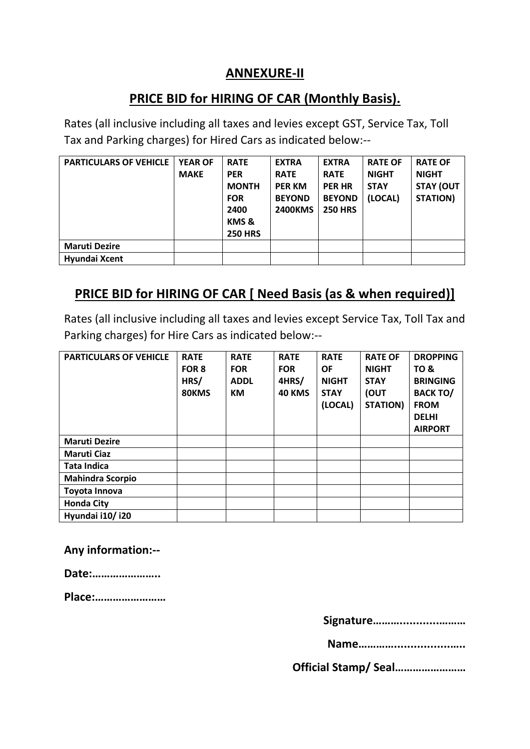# ANNEXURE-II

## PRICE BID for HIRING OF CAR (Monthly Basis).

Rates (all inclusive including all taxes and levies except GST, Service Tax, Toll Tax and Parking charges) for Hired Cars as indicated below:--

| PARTICULARS OF VEHICLE | YEAR OF MAKE | RATE PER MONTH FOR 2400 KMS & 250 HRS | EXTRA RATE PER KM BEYOND 2400KMS | EXTRA RATE PER HR BEYOND 250 HRS | RATE OF NIGHT STAY (LOCAL) | RATE OF NIGHT STAY (OUT STATION) |
|---|---|---|---|---|---|---|
| **Maruti Dezire** | | | | | | |
| **Hyundai Xcent** | | | | | | |

## PRICE BID for HIRING OF CAR [ Need Basis (as & when required)]

Rates (all inclusive including all taxes and levies except Service Tax, Toll Tax and Parking charges) for Hire Cars as indicated below:--

| PARTICULARS OF VEHICLE | RATE FOR 8 HRS/ 80KMS | RATE FOR ADDL KM | RATE FOR 4HRS/ 40 KMS | RATE OF NIGHT STAY (LOCAL) | RATE OF NIGHT STAY (OUT STATION) | DROPPING TO & BRINGING BACK TO/ FROM DELHI AIRPORT |
|---|---|---|---|---|---|---|
| **Maruti Dezire** | | | | | | |
| **Maruti Ciaz** | | | | | | |
| **Tata Indica** | | | | | | |
| **Mahindra Scorpio** | | | | | | |
| **Toyota Innova** | | | | | | |
| **Honda City** | | | | | | |
| **Hyundai i10/ i20** | | | | | | |

**Any information:--**

**Date:…………………..**

**Place:……………………**

**Signature……….....................**

**Name……………..................**

**Official Stamp/ Seal……………………**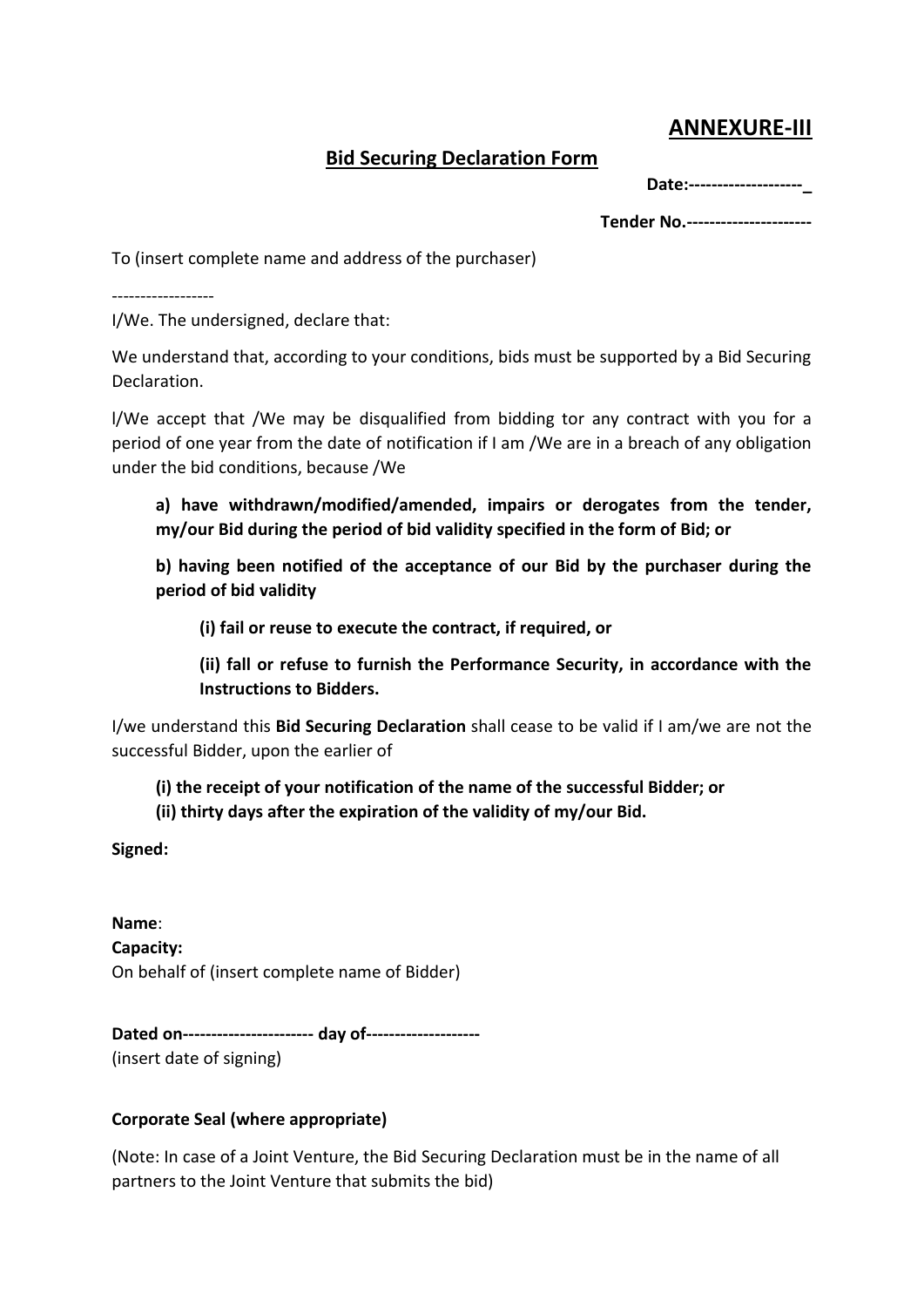## ANNEXURE-III

### Bid Securing Declaration Form

**Date:--------------------_**

**Tender No.----------------------**

To (insert complete name and address of the purchaser)

------------------

I/We. The undersigned, declare that:

We understand that, according to your conditions, bids must be supported by a Bid Securing Declaration.

l/We accept that /We may be disqualified from bidding tor any contract with you for a period of one year from the date of notification if I am /We are in a breach of any obligation under the bid conditions, because /We

**a) have withdrawn/modified/amended, impairs or derogates from the tender, my/our Bid during the period of bid validity specified in the form of Bid; or**

**b) having been notified of the acceptance of our Bid by the purchaser during the period of bid validity**

**(i) fail or reuse to execute the contract, if required, or**

**(ii) fall or refuse to furnish the Performance Security, in accordance with the Instructions to Bidders.**

I/we understand this **Bid Securing Declaration** shall cease to be valid if I am/we are not the successful Bidder, upon the earlier of

**(i) the receipt of your notification of the name of the successful Bidder; or**
**(ii) thirty days after the expiration of the validity of my/our Bid.**

**Signed:**

**Name**:
**Capacity:**
On behalf of (insert complete name of Bidder)

**Dated on----------------------- day of--------------------**
(insert date of signing)

**Corporate Seal (where appropriate)**

(Note: In case of a Joint Venture, the Bid Securing Declaration must be in the name of all partners to the Joint Venture that submits the bid)